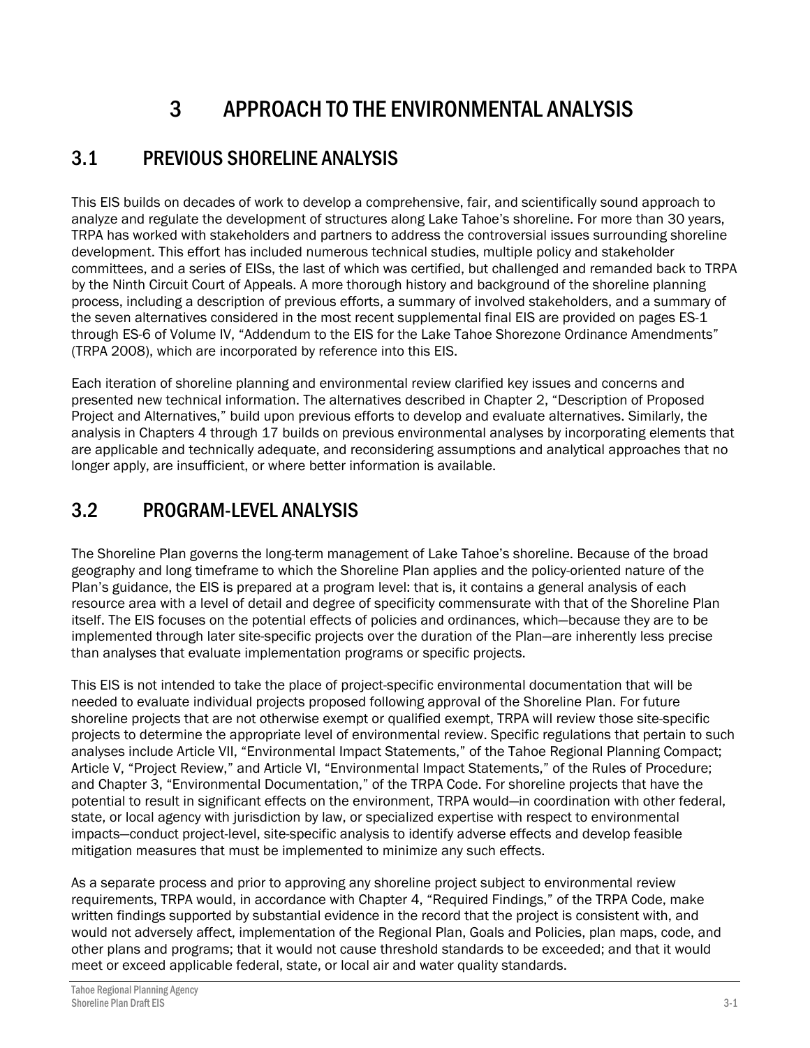# 3 APPROACH TO THE ENVIRONMENTAL ANALYSIS

## 3.1 PREVIOUS SHORELINE ANALYSIS

This EIS builds on decades of work to develop a comprehensive, fair, and scientifically sound approach to analyze and regulate the development of structures along Lake Tahoe's shoreline. For more than 30 years, TRPA has worked with stakeholders and partners to address the controversial issues surrounding shoreline development. This effort has included numerous technical studies, multiple policy and stakeholder committees, and a series of EISs, the last of which was certified, but challenged and remanded back to TRPA by the Ninth Circuit Court of Appeals. A more thorough history and background of the shoreline planning process, including a description of previous efforts, a summary of involved stakeholders, and a summary of the seven alternatives considered in the most recent supplemental final EIS are provided on pages ES-1 through ES-6 of Volume IV, "Addendum to the EIS for the Lake Tahoe Shorezone Ordinance Amendments" (TRPA 2008), which are incorporated by reference into this EIS.

Each iteration of shoreline planning and environmental review clarified key issues and concerns and presented new technical information. The alternatives described in Chapter 2, "Description of Proposed Project and Alternatives," build upon previous efforts to develop and evaluate alternatives. Similarly, the analysis in Chapters 4 through 17 builds on previous environmental analyses by incorporating elements that are applicable and technically adequate, and reconsidering assumptions and analytical approaches that no longer apply, are insufficient, or where better information is available.

## 3.2 PROGRAM-LEVEL ANALYSIS

The Shoreline Plan governs the long-term management of Lake Tahoe's shoreline. Because of the broad geography and long timeframe to which the Shoreline Plan applies and the policy-oriented nature of the Plan's guidance, the EIS is prepared at a program level: that is, it contains a general analysis of each resource area with a level of detail and degree of specificity commensurate with that of the Shoreline Plan itself. The EIS focuses on the potential effects of policies and ordinances, which—because they are to be implemented through later site-specific projects over the duration of the Plan—are inherently less precise than analyses that evaluate implementation programs or specific projects.

This EIS is not intended to take the place of project-specific environmental documentation that will be needed to evaluate individual projects proposed following approval of the Shoreline Plan. For future shoreline projects that are not otherwise exempt or qualified exempt, TRPA will review those site-specific projects to determine the appropriate level of environmental review. Specific regulations that pertain to such analyses include Article VII, "Environmental Impact Statements," of the Tahoe Regional Planning Compact; Article V, "Project Review," and Article VI, "Environmental Impact Statements," of the Rules of Procedure; and Chapter 3, "Environmental Documentation," of the TRPA Code. For shoreline projects that have the potential to result in significant effects on the environment, TRPA would—in coordination with other federal, state, or local agency with jurisdiction by law, or specialized expertise with respect to environmental impacts—conduct project-level, site-specific analysis to identify adverse effects and develop feasible mitigation measures that must be implemented to minimize any such effects.

As a separate process and prior to approving any shoreline project subject to environmental review requirements, TRPA would, in accordance with Chapter 4, "Required Findings," of the TRPA Code, make written findings supported by substantial evidence in the record that the project is consistent with, and would not adversely affect, implementation of the Regional Plan, Goals and Policies, plan maps, code, and other plans and programs; that it would not cause threshold standards to be exceeded; and that it would meet or exceed applicable federal, state, or local air and water quality standards.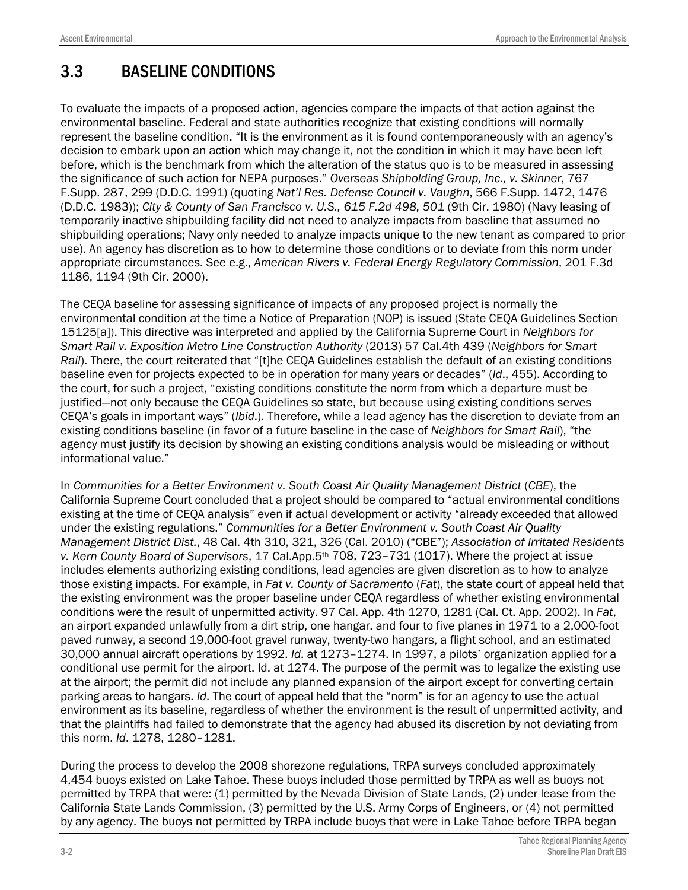## 3.3 BASELINE CONDITIONS

To evaluate the impacts of a proposed action, agencies compare the impacts of that action against the environmental baseline. Federal and state authorities recognize that existing conditions will normally represent the baseline condition. "It is the environment as it is found contemporaneously with an agency's decision to embark upon an action which may change it, not the condition in which it may have been left before, which is the benchmark from which the alteration of the status quo is to be measured in assessing the significance of such action for NEPA purposes." *Overseas Shipholding Group, Inc., v. Skinner*, 767 F.Supp. 287, 299 (D.D.C. 1991) (quoting *Nat'l Res. Defense Council v. Vaughn*, 566 F.Supp. 1472, 1476 (D.D.C. 1983)); *City & County of San Francisco v. U.S., 615 F.2d 498, 501* (9th Cir. 1980) (Navy leasing of temporarily inactive shipbuilding facility did not need to analyze impacts from baseline that assumed no shipbuilding operations; Navy only needed to analyze impacts unique to the new tenant as compared to prior use). An agency has discretion as to how to determine those conditions or to deviate from this norm under appropriate circumstances. See e.g., *American Rivers v. Federal Energy Regulatory Commission*, 201 F.3d 1186, 1194 (9th Cir. 2000).

The CEQA baseline for assessing significance of impacts of any proposed project is normally the environmental condition at the time a Notice of Preparation (NOP) is issued (State CEQA Guidelines Section 15125[a]). This directive was interpreted and applied by the California Supreme Court in *Neighbors for Smart Rail v. Exposition Metro Line Construction Authority* (2013) 57 Cal.4th 439 (*Neighbors for Smart Rail*). There, the court reiterated that "[t]he CEQA Guidelines establish the default of an existing conditions baseline even for projects expected to be in operation for many years or decades" (*Id*., 455). According to the court, for such a project, "existing conditions constitute the norm from which a departure must be justified—not only because the CEQA Guidelines so state, but because using existing conditions serves CEQA's goals in important ways" (*Ibid*.). Therefore, while a lead agency has the discretion to deviate from an existing conditions baseline (in favor of a future baseline in the case of *Neighbors for Smart Rail*), "the agency must justify its decision by showing an existing conditions analysis would be misleading or without informational value."

In *Communities for a Better Environment v. South Coast Air Quality Management District* (*CBE*), the California Supreme Court concluded that a project should be compared to "actual environmental conditions existing at the time of CEQA analysis" even if actual development or activity "already exceeded that allowed under the existing regulations." *Communities for a Better Environment v. South Coast Air Quality Management District Dist*., 48 Cal. 4th 310, 321, 326 (Cal. 2010) ("CBE"); *Association of Irritated Residents v. Kern County Board of Supervisors*, 17 Cal.App.5th 708, 723–731 (1017). Where the project at issue includes elements authorizing existing conditions, lead agencies are given discretion as to how to analyze those existing impacts. For example, in *Fat v. County of Sacramento* (*Fat*), the state court of appeal held that the existing environment was the proper baseline under CEQA regardless of whether existing environmental conditions were the result of unpermitted activity. 97 Cal. App. 4th 1270, 1281 (Cal. Ct. App. 2002). In *Fat*, an airport expanded unlawfully from a dirt strip, one hangar, and four to five planes in 1971 to a 2,000-foot paved runway, a second 19,000-foot gravel runway, twenty-two hangars, a flight school, and an estimated 30,000 annual aircraft operations by 1992. *Id*. at 1273–1274. In 1997, a pilots' organization applied for a conditional use permit for the airport. Id. at 1274. The purpose of the permit was to legalize the existing use at the airport; the permit did not include any planned expansion of the airport except for converting certain parking areas to hangars. *Id*. The court of appeal held that the "norm" is for an agency to use the actual environment as its baseline, regardless of whether the environment is the result of unpermitted activity, and that the plaintiffs had failed to demonstrate that the agency had abused its discretion by not deviating from this norm. *Id*. 1278, 1280–1281.

During the process to develop the 2008 shorezone regulations, TRPA surveys concluded approximately 4,454 buoys existed on Lake Tahoe. These buoys included those permitted by TRPA as well as buoys not permitted by TRPA that were: (1) permitted by the Nevada Division of State Lands, (2) under lease from the California State Lands Commission, (3) permitted by the U.S. Army Corps of Engineers, or (4) not permitted by any agency. The buoys not permitted by TRPA include buoys that were in Lake Tahoe before TRPA began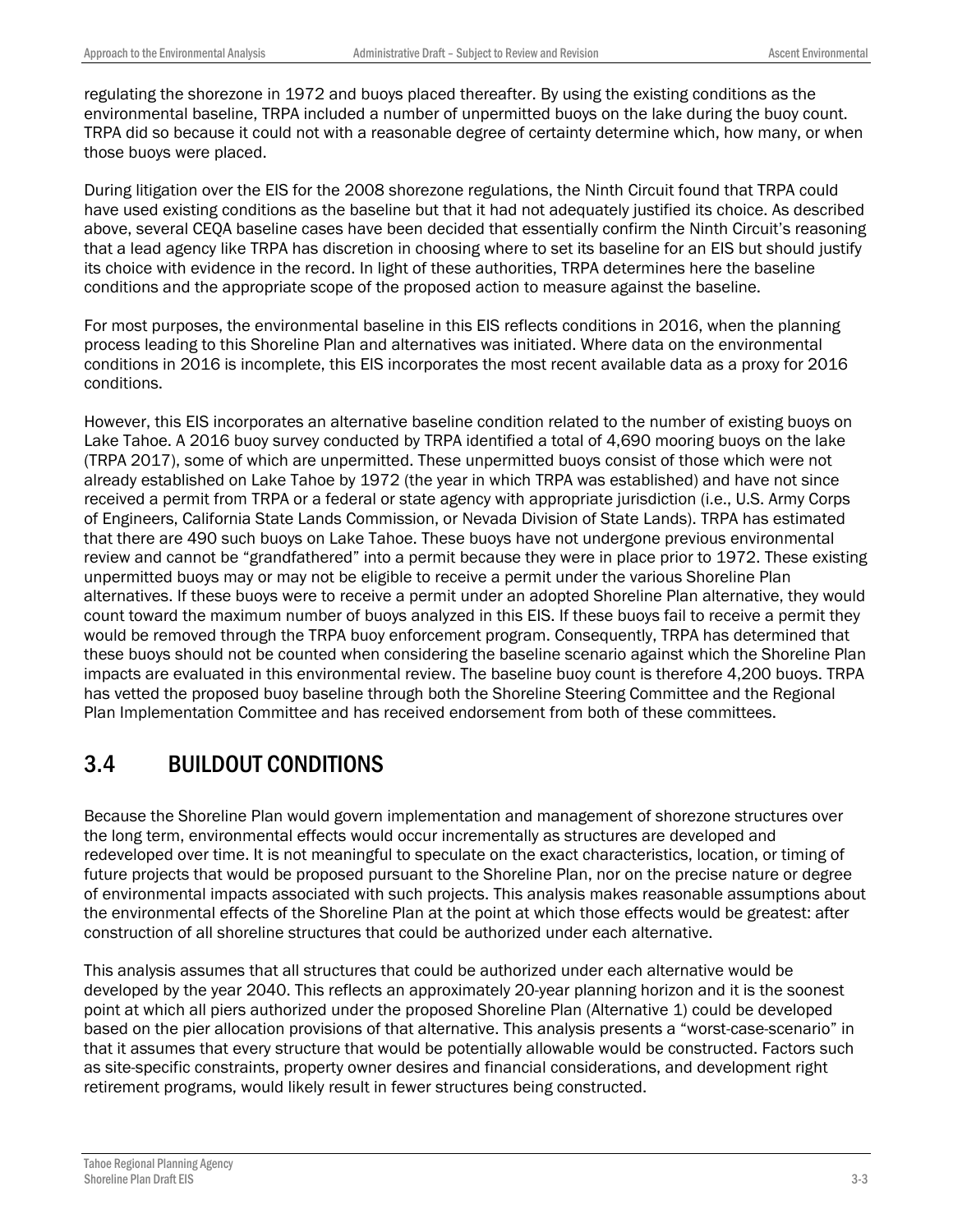regulating the shorezone in 1972 and buoys placed thereafter. By using the existing conditions as the environmental baseline, TRPA included a number of unpermitted buoys on the lake during the buoy count. TRPA did so because it could not with a reasonable degree of certainty determine which, how many, or when those buoys were placed.

During litigation over the EIS for the 2008 shorezone regulations, the Ninth Circuit found that TRPA could have used existing conditions as the baseline but that it had not adequately justified its choice. As described above, several CEQA baseline cases have been decided that essentially confirm the Ninth Circuit's reasoning that a lead agency like TRPA has discretion in choosing where to set its baseline for an EIS but should justify its choice with evidence in the record. In light of these authorities, TRPA determines here the baseline conditions and the appropriate scope of the proposed action to measure against the baseline.

For most purposes, the environmental baseline in this EIS reflects conditions in 2016, when the planning process leading to this Shoreline Plan and alternatives was initiated. Where data on the environmental conditions in 2016 is incomplete, this EIS incorporates the most recent available data as a proxy for 2016 conditions.

However, this EIS incorporates an alternative baseline condition related to the number of existing buoys on Lake Tahoe. A 2016 buoy survey conducted by TRPA identified a total of 4,690 mooring buoys on the lake (TRPA 2017), some of which are unpermitted. These unpermitted buoys consist of those which were not already established on Lake Tahoe by 1972 (the year in which TRPA was established) and have not since received a permit from TRPA or a federal or state agency with appropriate jurisdiction (i.e., U.S. Army Corps of Engineers, California State Lands Commission, or Nevada Division of State Lands). TRPA has estimated that there are 490 such buoys on Lake Tahoe. These buoys have not undergone previous environmental review and cannot be "grandfathered" into a permit because they were in place prior to 1972. These existing unpermitted buoys may or may not be eligible to receive a permit under the various Shoreline Plan alternatives. If these buoys were to receive a permit under an adopted Shoreline Plan alternative, they would count toward the maximum number of buoys analyzed in this EIS. If these buoys fail to receive a permit they would be removed through the TRPA buoy enforcement program. Consequently, TRPA has determined that these buoys should not be counted when considering the baseline scenario against which the Shoreline Plan impacts are evaluated in this environmental review. The baseline buoy count is therefore 4,200 buoys. TRPA has vetted the proposed buoy baseline through both the Shoreline Steering Committee and the Regional Plan Implementation Committee and has received endorsement from both of these committees.

## 3.4 BUILDOUT CONDITIONS

Because the Shoreline Plan would govern implementation and management of shorezone structures over the long term, environmental effects would occur incrementally as structures are developed and redeveloped over time. It is not meaningful to speculate on the exact characteristics, location, or timing of future projects that would be proposed pursuant to the Shoreline Plan, nor on the precise nature or degree of environmental impacts associated with such projects. This analysis makes reasonable assumptions about the environmental effects of the Shoreline Plan at the point at which those effects would be greatest: after construction of all shoreline structures that could be authorized under each alternative.

This analysis assumes that all structures that could be authorized under each alternative would be developed by the year 2040. This reflects an approximately 20-year planning horizon and it is the soonest point at which all piers authorized under the proposed Shoreline Plan (Alternative 1) could be developed based on the pier allocation provisions of that alternative. This analysis presents a "worst-case-scenario" in that it assumes that every structure that would be potentially allowable would be constructed. Factors such as site-specific constraints, property owner desires and financial considerations, and development right retirement programs, would likely result in fewer structures being constructed.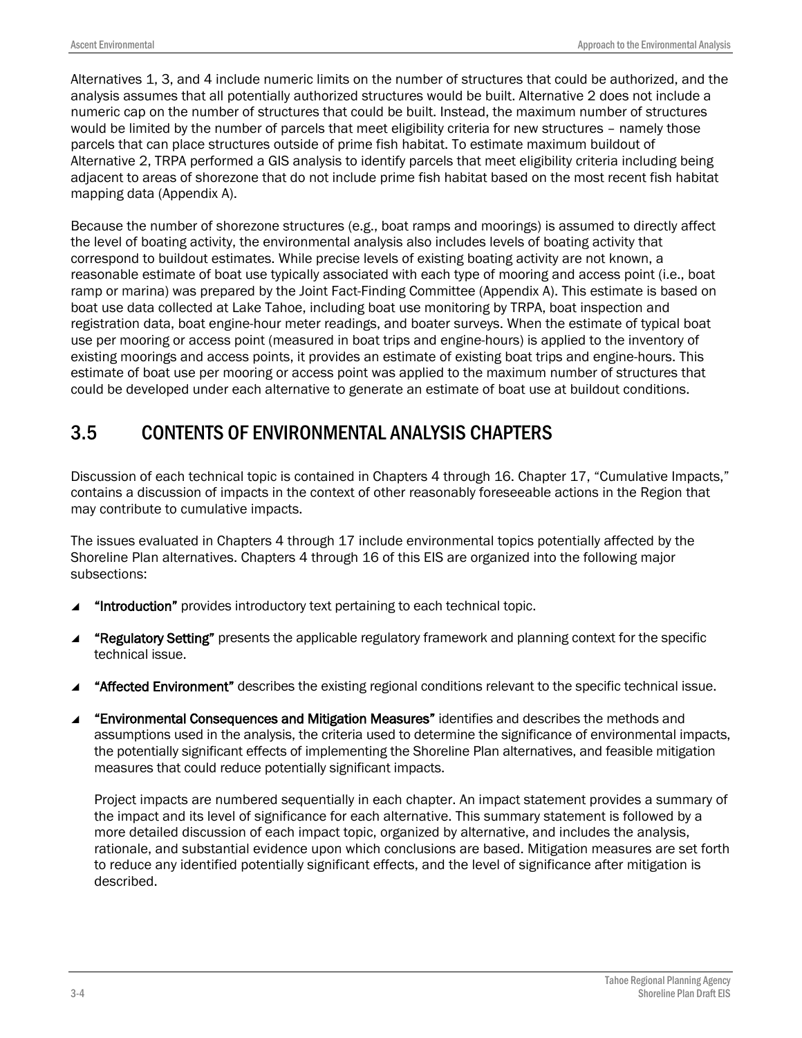Alternatives 1, 3, and 4 include numeric limits on the number of structures that could be authorized, and the analysis assumes that all potentially authorized structures would be built. Alternative 2 does not include a numeric cap on the number of structures that could be built. Instead, the maximum number of structures would be limited by the number of parcels that meet eligibility criteria for new structures – namely those parcels that can place structures outside of prime fish habitat. To estimate maximum buildout of Alternative 2, TRPA performed a GIS analysis to identify parcels that meet eligibility criteria including being adjacent to areas of shorezone that do not include prime fish habitat based on the most recent fish habitat mapping data (Appendix A).

Because the number of shorezone structures (e.g., boat ramps and moorings) is assumed to directly affect the level of boating activity, the environmental analysis also includes levels of boating activity that correspond to buildout estimates. While precise levels of existing boating activity are not known, a reasonable estimate of boat use typically associated with each type of mooring and access point (i.e., boat ramp or marina) was prepared by the Joint Fact-Finding Committee (Appendix A). This estimate is based on boat use data collected at Lake Tahoe, including boat use monitoring by TRPA, boat inspection and registration data, boat engine-hour meter readings, and boater surveys. When the estimate of typical boat use per mooring or access point (measured in boat trips and engine-hours) is applied to the inventory of existing moorings and access points, it provides an estimate of existing boat trips and engine-hours. This estimate of boat use per mooring or access point was applied to the maximum number of structures that could be developed under each alternative to generate an estimate of boat use at buildout conditions.

## 3.5 CONTENTS OF ENVIRONMENTAL ANALYSIS CHAPTERS

Discussion of each technical topic is contained in Chapters 4 through 16. Chapter 17, "Cumulative Impacts," contains a discussion of impacts in the context of other reasonably foreseeable actions in the Region that may contribute to cumulative impacts.

The issues evaluated in Chapters 4 through 17 include environmental topics potentially affected by the Shoreline Plan alternatives. Chapters 4 through 16 of this EIS are organized into the following major subsections:

- **"Introduction"** provides introductory text pertaining to each technical topic.
- **"Regulatory Setting"** presents the applicable regulatory framework and planning context for the specific technical issue.
- **"Affected Environment"** describes the existing regional conditions relevant to the specific technical issue.
- **"Environmental Consequences and Mitigation Measures"** identifies and describes the methods and assumptions used in the analysis, the criteria used to determine the significance of environmental impacts, the potentially significant effects of implementing the Shoreline Plan alternatives, and feasible mitigation measures that could reduce potentially significant impacts.

  Project impacts are numbered sequentially in each chapter. An impact statement provides a summary of the impact and its level of significance for each alternative. This summary statement is followed by a more detailed discussion of each impact topic, organized by alternative, and includes the analysis, rationale, and substantial evidence upon which conclusions are based. Mitigation measures are set forth to reduce any identified potentially significant effects, and the level of significance after mitigation is described.